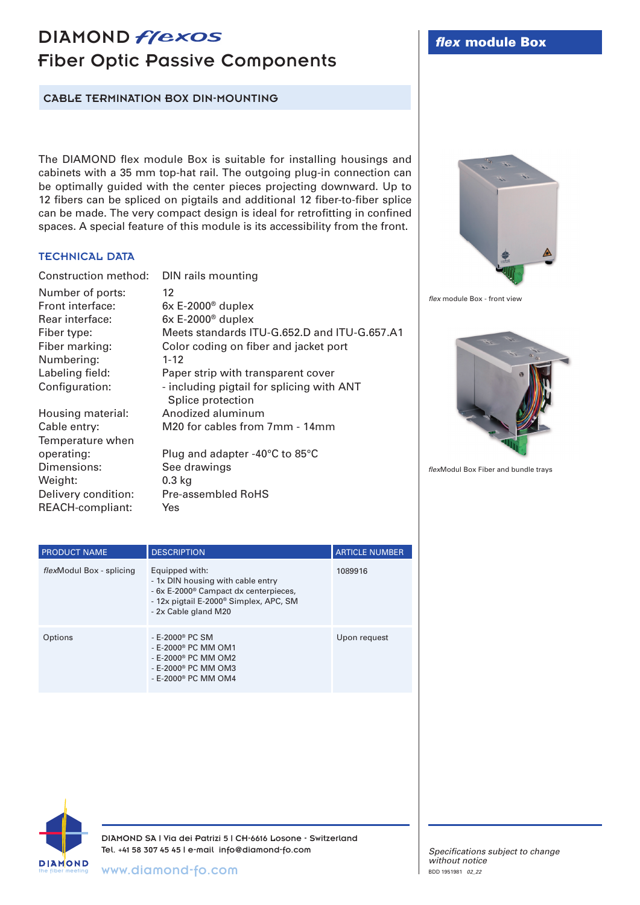# DIAMOND *flexos*

## Fiber Optic Passive Components

**flex module Box**

### CABLE TERMINATION BOX DIN-MOUNTING

The DIAMOND flex module Box is suitable for installing housings and cabinets with a 35 mm top-hat rail. The outgoing plug-in connection can be optimally guided with the center pieces projecting downward. Up to 12 fibers can be spliced on pigtails and additional 12 fiber-to-fiber splice can be made. The very compact design is ideal for retrofitting in confined spaces. A special feature of this module is its accessibility from the front.

### TECHNICAL DATA

| | |
|---|---|
| Construction method: | DIN rails mounting |
| Number of ports: | 12 |
| Front interface: | 6x E-2000® duplex |
| Rear interface: | 6x E-2000® duplex |
| Fiber type: | Meets standards ITU-G.652.D and ITU-G.657.A1 |
| Fiber marking: | Color coding on fiber and jacket port |
| Numbering: | 1-12 |
| Labeling field: | Paper strip with transparent cover |
| Configuration: | - including pigtail for splicing with ANT Splice protection |
| Housing material: | Anodized aluminum |
| Cable entry: | M20 for cables from 7mm - 14mm |
| Temperature when operating: | Plug and adapter -40°C to 85°C |
| Dimensions: | See drawings |
| Weight: | 0.3 kg |
| Delivery condition: | Pre-assembled RoHS |
| REACH-compliant: | Yes |

| PRODUCT NAME | DESCRIPTION | ARTICLE NUMBER |
|---|---|---|
| *flex*Modul Box - splicing | Equipped with:<br>- 1x DIN housing with cable entry<br>- 6x E-2000® Campact dx centerpieces,<br>- 12x pigtail E-2000® Simplex, APC, SM<br>- 2x Cable gland M20 | 1089916 |
| Options | - E-2000® PC SM<br>- E-2000® PC MM OM1<br>- E-2000® PC MM OM2<br>- E-2000® PC MM OM3<br>- E-2000® PC MM OM4 | Upon request |

*flex* module Box - front view

*flex*Modul Box Fiber and bundle trays

DIAMOND SA I Via dei Patrizi 5 I CH-6616 Losone - Switzerland
Tel. +41 58 307 45 45 I e-mail info@diamond-fo.com
www.diamond-fo.com

*Specifications subject to change without notice*

BDD 1951981 *02_22*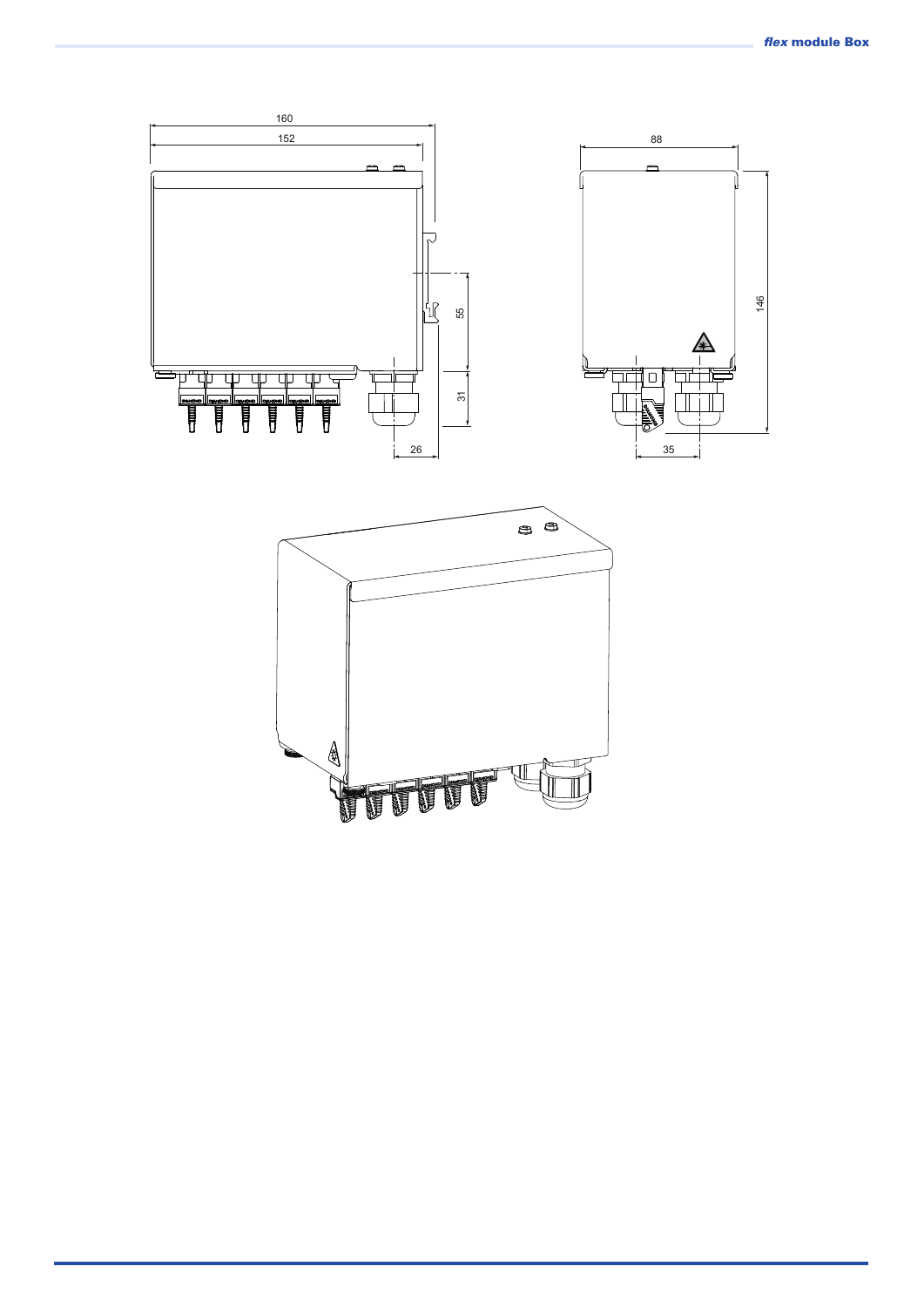160

152

55

31

26

88

146

35